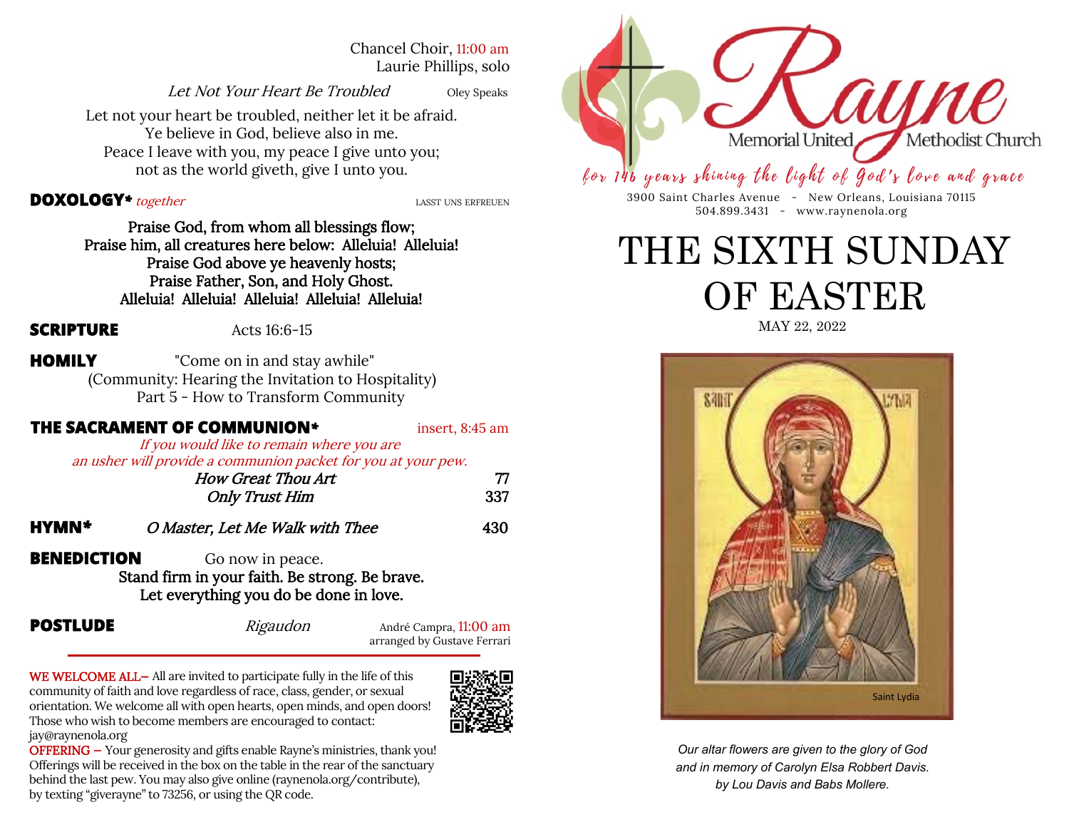Chancel Choir, 11:00 am
Laurie Phillips, solo

*Let Not Your Heart Be Troubled* — Oley Speaks

Let not your heart be troubled, neither let it be afraid.
Ye believe in God, believe also in me.
Peace I leave with you, my peace I give unto you;
not as the world giveth, give I unto you.

**DOXOLOGY*** *together* — LASST UNS ERFREUEN

**Praise God, from whom all blessings flow;**
**Praise him, all creatures here below: Alleluia! Alleluia!**
**Praise God above ye heavenly hosts;**
**Praise Father, Son, and Holy Ghost.**
**Alleluia! Alleluia! Alleluia! Alleluia! Alleluia!**

**SCRIPTURE** — Acts 16:6-15

**HOMILY** — "Come on in and stay awhile"
(Community: Hearing the Invitation to Hospitality)
Part 5 - How to Transform Community

**THE SACRAMENT OF COMMUNION*** — insert, 8:45 am

*If you would like to remain where you are*
*an usher will provide a communion packet for you at your pew.*

*How Great Thou Art* — 77
*Only Trust Him* — 337

**HYMN*** — *O Master, Let Me Walk with Thee* — 430

**BENEDICTION** — Go now in peace.
**Stand firm in your faith. Be strong. Be brave.**
**Let everything you do be done in love.**

**POSTLUDE** — *Rigaudon* — André Campra, 11:00 am
arranged by Gustave Ferrari

---

WE WELCOME ALL– All are invited to participate fully in the life of this community of faith and love regardless of race, class, gender, or sexual orientation. We welcome all with open hearts, open minds, and open doors! Those who wish to become members are encouraged to contact: jay@raynenola.org

OFFERING – Your generosity and gifts enable Rayne's ministries, thank you! Offerings will be received in the box on the table in the rear of the sanctuary behind the last pew. You may also give online (raynenola.org/contribute), by texting "giverayne" to 73256, or using the QR code.

Rayne Memorial United Methodist Church

*for 146 years shining the light of God's love and grace*

3900 Saint Charles Avenue - New Orleans, Louisiana 70115
504.899.3431 - www.raynenola.org

# THE SIXTH SUNDAY OF EASTER

MAY 22, 2022

Saint Lydia

*Our altar flowers are given to the glory of God and in memory of Carolyn Elsa Robbert Davis. by Lou Davis and Babs Mollere.*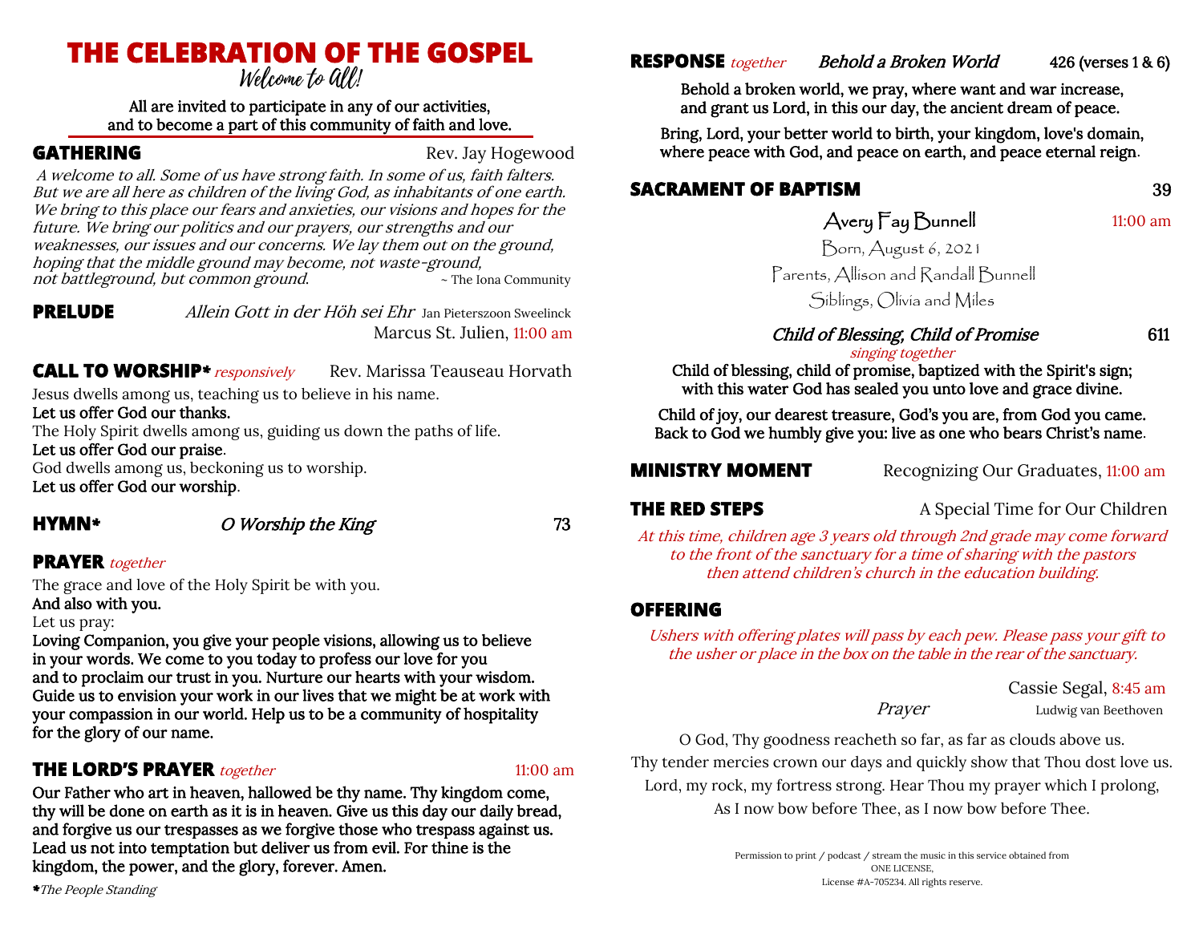# THE CELEBRATION OF THE GOSPEL

*Welcome to All!*

All are invited to participate in any of our activities,
and to become a part of this community of faith and love.

## GATHERING

Rev. Jay Hogewood

*A welcome to all. Some of us have strong faith. In some of us, faith falters. But we are all here as children of the living God, as inhabitants of one earth. We bring to this place our fears and anxieties, our visions and hopes for the future. We bring our politics and our prayers, our strengths and our weaknesses, our issues and our concerns. We lay them out on the ground, hoping that the middle ground may become, not waste-ground, not battleground, but common ground.* ~ The Iona Community

## PRELUDE

*Allein Gott in der Höh sei Ehr* Jan Pieterszoon Sweelinck
Marcus St. Julien, 11:00 am

## CALL TO WORSHIP* *responsively*

Rev. Marissa Teauseau Horvath

Jesus dwells among us, teaching us to believe in his name.
**Let us offer God our thanks.**
The Holy Spirit dwells among us, guiding us down the paths of life.
**Let us offer God our praise.**
God dwells among us, beckoning us to worship.
**Let us offer God our worship.**

## HYMN*

*O Worship the King* 73

## PRAYER *together*

The grace and love of the Holy Spirit be with you.
**And also with you.**
Let us pray:
**Loving Companion, you give your people visions, allowing us to believe in your words. We come to you today to profess our love for you and to proclaim our trust in you. Nurture our hearts with your wisdom. Guide us to envision your work in our lives that we might be at work with your compassion in our world. Help us to be a community of hospitality for the glory of our name.**

## THE LORD'S PRAYER *together*

11:00 am

**Our Father who art in heaven, hallowed be thy name. Thy kingdom come, thy will be done on earth as it is in heaven. Give us this day our daily bread, and forgive us our trespasses as we forgive those who trespass against us. Lead us not into temptation but deliver us from evil. For thine is the kingdom, the power, and the glory, forever. Amen.**

**The People Standing*

## RESPONSE *together*

*Behold a Broken World* 426 (verses 1 & 6)

**Behold a broken world, we pray, where want and war increase,
and grant us Lord, in this our day, the ancient dream of peace.**

**Bring, Lord, your better world to birth, your kingdom, love's domain,
where peace with God, and peace on earth, and peace eternal reign.**

## SACRAMENT OF BAPTISM

39

Avery Fay Bunnell 11:00 am
Born, August 6, 2021
Parents, Allison and Randall Bunnell
Siblings, Olivia and Miles

*Child of Blessing, Child of Promise* 611
*singing together*

**Child of blessing, child of promise, baptized with the Spirit's sign;
with this water God has sealed you unto love and grace divine.**

**Child of joy, our dearest treasure, God's you are, from God you came.
Back to God we humbly give you: live as one who bears Christ's name.**

## MINISTRY MOMENT

Recognizing Our Graduates, 11:00 am

## THE RED STEPS

A Special Time for Our Children

*At this time, children age 3 years old through 2nd grade may come forward to the front of the sanctuary for a time of sharing with the pastors then attend children's church in the education building.*

## OFFERING

*Ushers with offering plates will pass by each pew. Please pass your gift to the usher or place in the box on the table in the rear of the sanctuary.*

Cassie Segal, 8:45 am

*Prayer* Ludwig van Beethoven

O God, Thy goodness reacheth so far, as far as clouds above us.
Thy tender mercies crown our days and quickly show that Thou dost love us.
Lord, my rock, my fortress strong. Hear Thou my prayer which I prolong,
As I now bow before Thee, as I now bow before Thee.

Permission to print / podcast / stream the music in this service obtained from ONE LICENSE, License #A-705234. All rights reserve.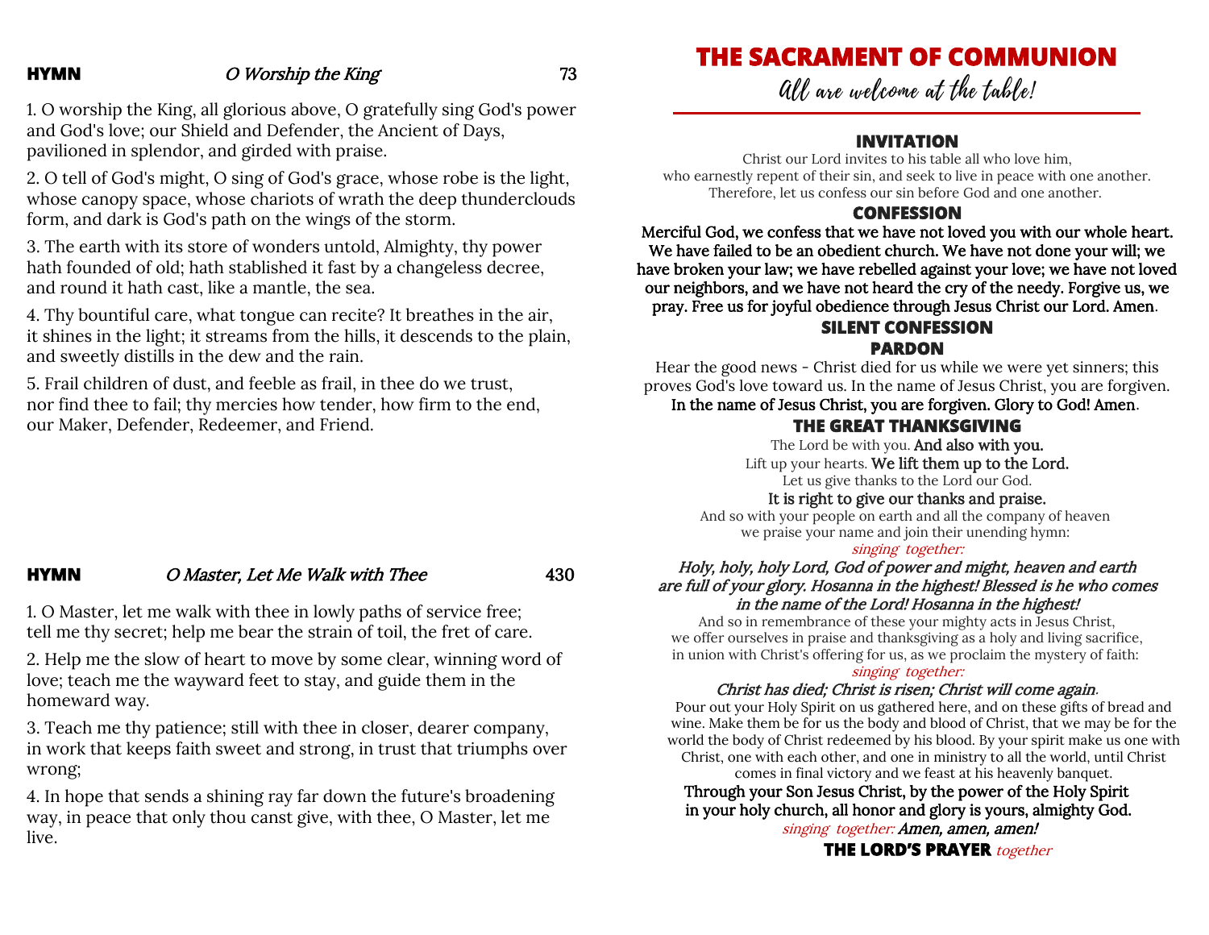**HYMN** *O Worship the King* 73

1. O worship the King, all glorious above, O gratefully sing God's power and God's love; our Shield and Defender, the Ancient of Days, pavilioned in splendor, and girded with praise.

2. O tell of God's might, O sing of God's grace, whose robe is the light, whose canopy space, whose chariots of wrath the deep thunderclouds form, and dark is God's path on the wings of the storm.

3. The earth with its store of wonders untold, Almighty, thy power hath founded of old; hath stablished it fast by a changeless decree, and round it hath cast, like a mantle, the sea.

4. Thy bountiful care, what tongue can recite? It breathes in the air, it shines in the light; it streams from the hills, it descends to the plain, and sweetly distills in the dew and the rain.

5. Frail children of dust, and feeble as frail, in thee do we trust, nor find thee to fail; thy mercies how tender, how firm to the end, our Maker, Defender, Redeemer, and Friend.

**HYMN** *O Master, Let Me Walk with Thee* 430

1. O Master, let me walk with thee in lowly paths of service free; tell me thy secret; help me bear the strain of toil, the fret of care.

2. Help me the slow of heart to move by some clear, winning word of love; teach me the wayward feet to stay, and guide them in the homeward way.

3. Teach me thy patience; still with thee in closer, dearer company, in work that keeps faith sweet and strong, in trust that triumphs over wrong;

4. In hope that sends a shining ray far down the future's broadening way, in peace that only thou canst give, with thee, O Master, let me live.

# THE SACRAMENT OF COMMUNION

*All are welcome at the table!*

## INVITATION

Christ our Lord invites to his table all who love him, who earnestly repent of their sin, and seek to live in peace with one another. Therefore, let us confess our sin before God and one another.

## CONFESSION

**Merciful God, we confess that we have not loved you with our whole heart. We have failed to be an obedient church. We have not done your will; we have broken your law; we have rebelled against your love; we have not loved our neighbors, and we have not heard the cry of the needy. Forgive us, we pray. Free us for joyful obedience through Jesus Christ our Lord. Amen.**

## SILENT CONFESSION

## PARDON

Hear the good news - Christ died for us while we were yet sinners; this proves God's love toward us. In the name of Jesus Christ, you are forgiven.
**In the name of Jesus Christ, you are forgiven. Glory to God! Amen.**

## THE GREAT THANKSGIVING

The Lord be with you. **And also with you.**
Lift up your hearts. **We lift them up to the Lord.**
Let us give thanks to the Lord our God.
**It is right to give our thanks and praise.**
And so with your people on earth and all the company of heaven we praise your name and join their unending hymn:

*singing together:*
***Holy, holy, holy Lord, God of power and might, heaven and earth are full of your glory. Hosanna in the highest! Blessed is he who comes in the name of the Lord! Hosanna in the highest!***

And so in remembrance of these your mighty acts in Jesus Christ, we offer ourselves in praise and thanksgiving as a holy and living sacrifice, in union with Christ's offering for us, as we proclaim the mystery of faith:

*singing together:*
***Christ has died; Christ is risen; Christ will come again.***

Pour out your Holy Spirit on us gathered here, and on these gifts of bread and wine. Make them be for us the body and blood of Christ, that we may be for the world the body of Christ redeemed by his blood. By your spirit make us one with Christ, one with each other, and one in ministry to all the world, until Christ comes in final victory and we feast at his heavenly banquet.

**Through your Son Jesus Christ, by the power of the Holy Spirit in your holy church, all honor and glory is yours, almighty God.**

*singing together:* ***Amen, amen, amen!***

## THE LORD'S PRAYER *together*